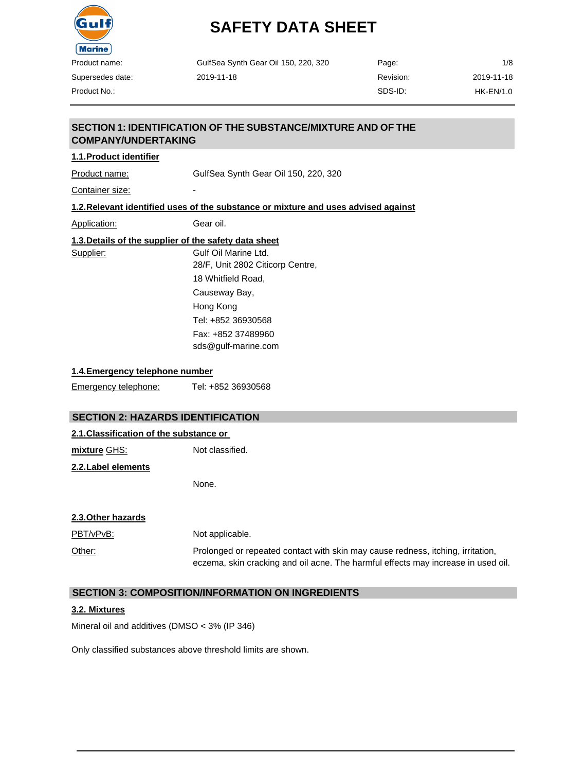# SAFETY DATA SHEET

| Product name: | GulfSea Synth Gear Oil 150, 220, 320 | Page: | 1/8 |
| --- | --- | --- | --- |
| Supersedes date: | 2019-11-18 | Revision: | 2019-11-18 |
| Product No.: | | SDS-ID: | HK-EN/1.0 |

## SECTION 1: IDENTIFICATION OF THE SUBSTANCE/MIXTURE AND OF THE COMPANY/UNDERTAKING

### 1.1.Product identifier

Product name: GulfSea Synth Gear Oil 150, 220, 320

Container size: -

### 1.2.Relevant identified uses of the substance or mixture and uses advised against

Application: Gear oil.

### 1.3.Details of the supplier of the safety data sheet

Supplier: Gulf Oil Marine Ltd.
28/F, Unit 2802 Citicorp Centre,
18 Whitfield Road,
Causeway Bay,
Hong Kong
Tel: +852 36930568
Fax: +852 37489960
sds@gulf-marine.com

### 1.4.Emergency telephone number

Emergency telephone: Tel: +852 36930568

## SECTION 2: HAZARDS IDENTIFICATION

### 2.1.Classification of the substance or mixture

GHS: Not classified.

### 2.2.Label elements

None.

### 2.3.Other hazards

PBT/vPvB: Not applicable.

Other: Prolonged or repeated contact with skin may cause redness, itching, irritation, eczema, skin cracking and oil acne. The harmful effects may increase in used oil.

## SECTION 3: COMPOSITION/INFORMATION ON INGREDIENTS

### 3.2. Mixtures

Mineral oil and additives (DMSO < 3% (IP 346)

Only classified substances above threshold limits are shown.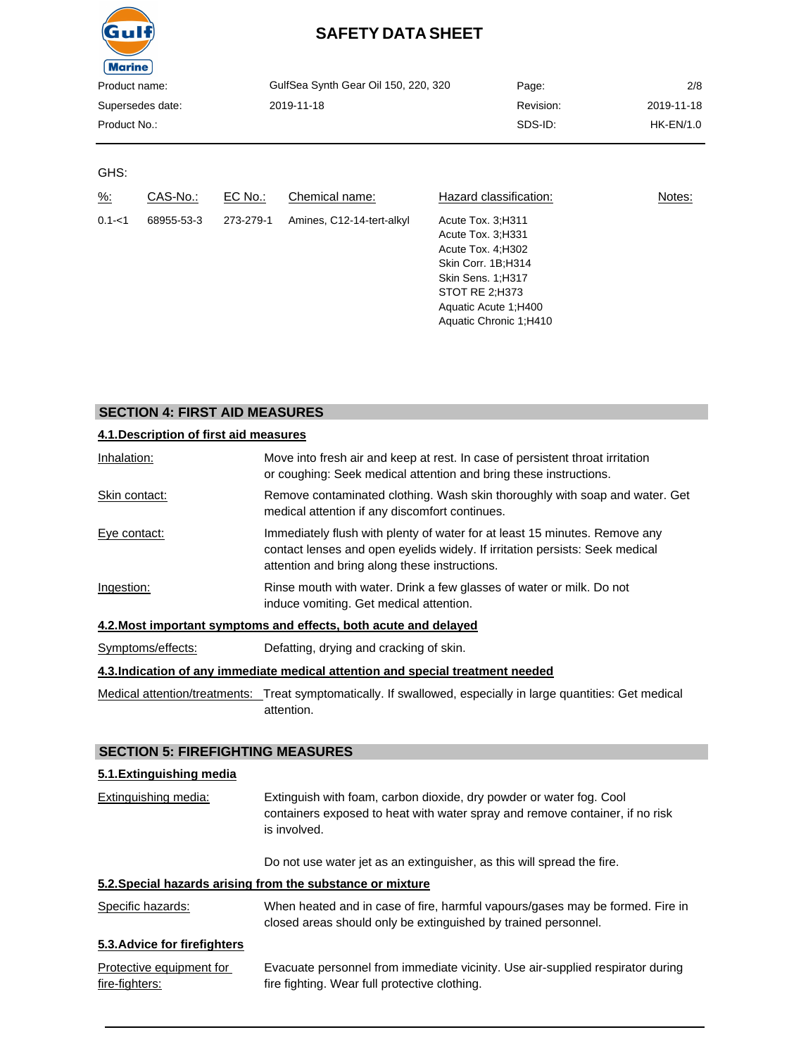GHS:

| %: | CAS-No.: | EC No.: | Chemical name: | Hazard classification: | Notes: |
|---|---|---|---|---|---|
| 0.1-<1 | 68955-53-3 | 273-279-1 | Amines, C12-14-tert-alkyl | Acute Tox. 3;H311<br>Acute Tox. 3;H331<br>Acute Tox. 4;H302<br>Skin Corr. 1B;H314<br>Skin Sens. 1;H317<br>STOT RE 2;H373<br>Aquatic Acute 1;H400<br>Aquatic Chronic 1;H410 | |

## SECTION 4: FIRST AID MEASURES

### 4.1.Description of first aid measures

**Inhalation:** Move into fresh air and keep at rest. In case of persistent throat irritation or coughing: Seek medical attention and bring these instructions.

**Skin contact:** Remove contaminated clothing. Wash skin thoroughly with soap and water. Get medical attention if any discomfort continues.

**Eye contact:** Immediately flush with plenty of water for at least 15 minutes. Remove any contact lenses and open eyelids widely. If irritation persists: Seek medical attention and bring along these instructions.

**Ingestion:** Rinse mouth with water. Drink a few glasses of water or milk. Do not induce vomiting. Get medical attention.

### 4.2.Most important symptoms and effects, both acute and delayed

**Symptoms/effects:** Defatting, drying and cracking of skin.

### 4.3.Indication of any immediate medical attention and special treatment needed

**Medical attention/treatments:** Treat symptomatically. If swallowed, especially in large quantities: Get medical attention.

## SECTION 5: FIREFIGHTING MEASURES

### 5.1.Extinguishing media

**Extinguishing media:** Extinguish with foam, carbon dioxide, dry powder or water fog. Cool containers exposed to heat with water spray and remove container, if no risk is involved.

Do not use water jet as an extinguisher, as this will spread the fire.

### 5.2.Special hazards arising from the substance or mixture

**Specific hazards:** When heated and in case of fire, harmful vapours/gases may be formed. Fire in closed areas should only be extinguished by trained personnel.

### 5.3.Advice for firefighters

**Protective equipment for fire-fighters:** Evacuate personnel from immediate vicinity. Use air-supplied respirator during fire fighting. Wear full protective clothing.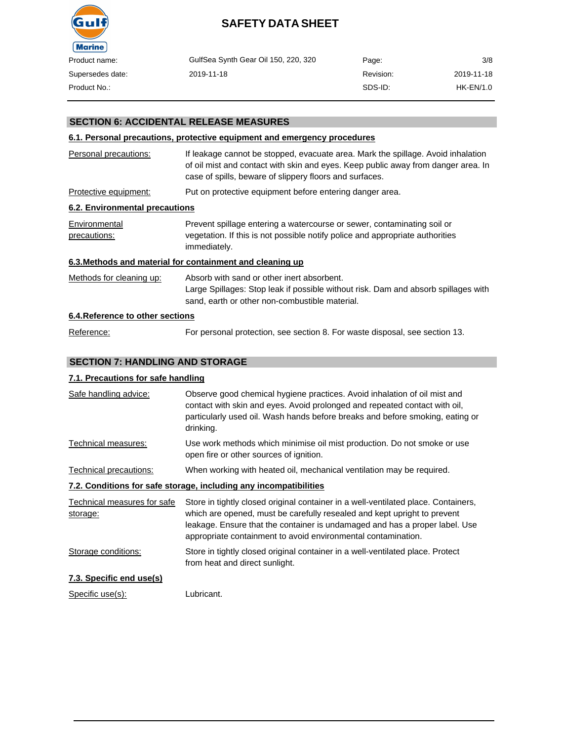## SECTION 6: ACCIDENTAL RELEASE MEASURES

### 6.1. Personal precautions, protective equipment and emergency procedures

| | |
|---|---|
| Personal precautions: | If leakage cannot be stopped, evacuate area. Mark the spillage. Avoid inhalation of oil mist and contact with skin and eyes. Keep public away from danger area. In case of spills, beware of slippery floors and surfaces. |
| Protective equipment: | Put on protective equipment before entering danger area. |

### 6.2. Environmental precautions

| | |
|---|---|
| Environmental precautions: | Prevent spillage entering a watercourse or sewer, contaminating soil or vegetation. If this is not possible notify police and appropriate authorities immediately. |

### 6.3.Methods and material for containment and cleaning up

| | |
|---|---|
| Methods for cleaning up: | Absorb with sand or other inert absorbent.<br>Large Spillages: Stop leak if possible without risk. Dam and absorb spillages with sand, earth or other non-combustible material. |

### 6.4.Reference to other sections

| | |
|---|---|
| Reference: | For personal protection, see section 8. For waste disposal, see section 13. |

## SECTION 7: HANDLING AND STORAGE

### 7.1. Precautions for safe handling

| | |
|---|---|
| Safe handling advice: | Observe good chemical hygiene practices. Avoid inhalation of oil mist and contact with skin and eyes. Avoid prolonged and repeated contact with oil, particularly used oil. Wash hands before breaks and before smoking, eating or drinking. |
| Technical measures: | Use work methods which minimise oil mist production. Do not smoke or use open fire or other sources of ignition. |
| Technical precautions: | When working with heated oil, mechanical ventilation may be required. |

### 7.2. Conditions for safe storage, including any incompatibilities

| | |
|---|---|
| Technical measures for safe storage: | Store in tightly closed original container in a well-ventilated place. Containers, which are opened, must be carefully resealed and kept upright to prevent leakage. Ensure that the container is undamaged and has a proper label. Use appropriate containment to avoid environmental contamination. |
| Storage conditions: | Store in tightly closed original container in a well-ventilated place. Protect from heat and direct sunlight. |

### 7.3. Specific end use(s)

| | |
|---|---|
| Specific use(s): | Lubricant. |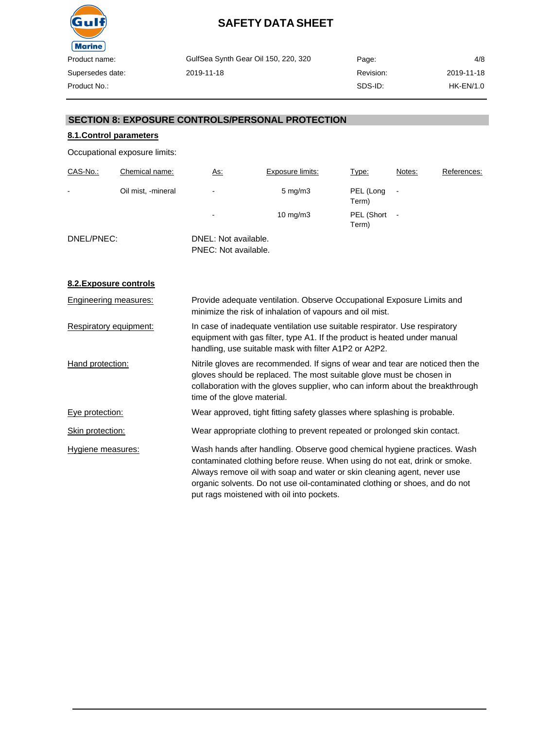## SECTION 8: EXPOSURE CONTROLS/PERSONAL PROTECTION

### 8.1.Control parameters

Occupational exposure limits:

| CAS-No.: | Chemical name: | As: | Exposure limits: | Type: | Notes: | References: |
|---|---|---|---|---|---|---|
| - | Oil mist, -mineral | - | 5 mg/m3 | PEL (Long Term) | - | |
| | | - | 10 mg/m3 | PEL (Short Term) | - | |

DNEL/PNEC: DNEL: Not available.
PNEC: Not available.

### 8.2.Exposure controls

**Engineering measures:** Provide adequate ventilation. Observe Occupational Exposure Limits and minimize the risk of inhalation of vapours and oil mist.

**Respiratory equipment:** In case of inadequate ventilation use suitable respirator. Use respiratory equipment with gas filter, type A1. If the product is heated under manual handling, use suitable mask with filter A1P2 or A2P2.

**Hand protection:** Nitrile gloves are recommended. If signs of wear and tear are noticed then the gloves should be replaced. The most suitable glove must be chosen in collaboration with the gloves supplier, who can inform about the breakthrough time of the glove material.

**Eye protection:** Wear approved, tight fitting safety glasses where splashing is probable.

**Skin protection:** Wear appropriate clothing to prevent repeated or prolonged skin contact.

**Hygiene measures:** Wash hands after handling. Observe good chemical hygiene practices. Wash contaminated clothing before reuse. When using do not eat, drink or smoke. Always remove oil with soap and water or skin cleaning agent, never use organic solvents. Do not use oil-contaminated clothing or shoes, and do not put rags moistened with oil into pockets.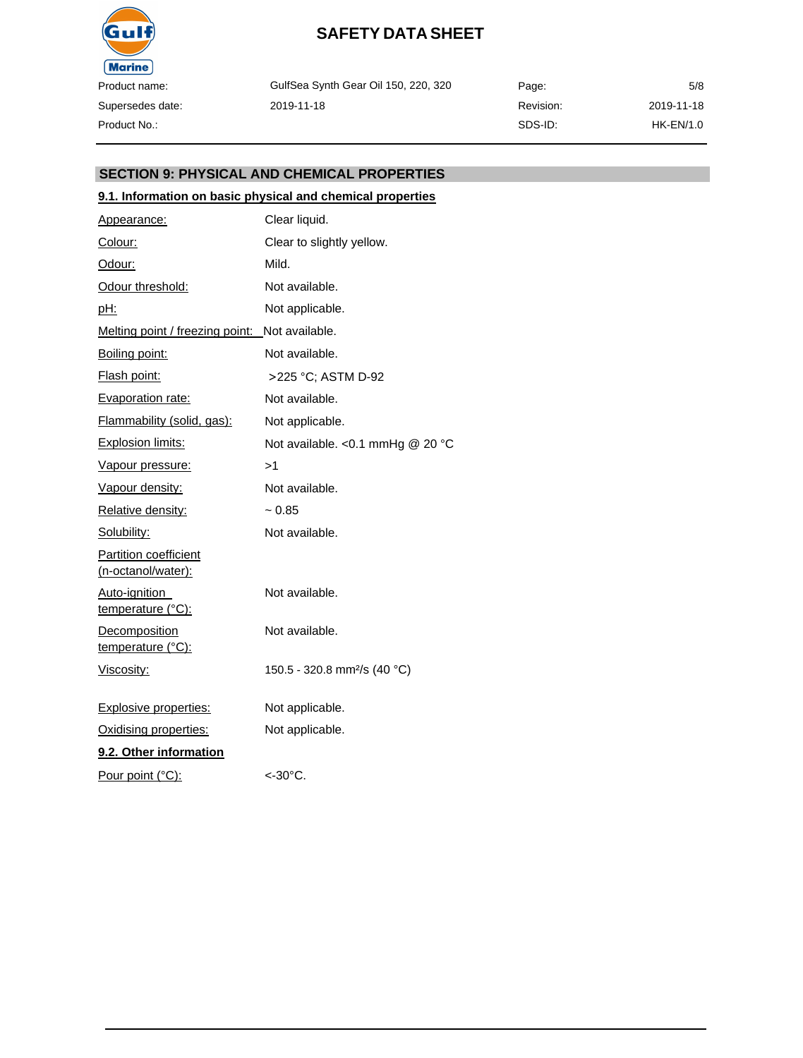## SECTION 9: PHYSICAL AND CHEMICAL PROPERTIES

### 9.1. Information on basic physical and chemical properties

| | |
|---|---|
| Appearance: | Clear liquid. |
| Colour: | Clear to slightly yellow. |
| Odour: | Mild. |
| Odour threshold: | Not available. |
| pH: | Not applicable. |
| Melting point / freezing point: | Not available. |
| Boiling point: | Not available. |
| Flash point: | >225 °C; ASTM D-92 |
| Evaporation rate: | Not available. |
| Flammability (solid, gas): | Not applicable. |
| Explosion limits: | Not available. <0.1 mmHg @ 20 °C |
| Vapour pressure: | >1 |
| Vapour density: | Not available. |
| Relative density: | ~ 0.85 |
| Solubility: | Not available. |
| Partition coefficient (n-octanol/water): | |
| Auto-ignition temperature (°C): | Not available. |
| Decomposition temperature (°C): | Not available. |
| Viscosity: | 150.5 - 320.8 $mm^2/s$ (40 °C) |
| Explosive properties: | Not applicable. |
| Oxidising properties: | Not applicable. |

### 9.2. Other information

| | |
|---|---|
| Pour point (°C): | <-30°C. |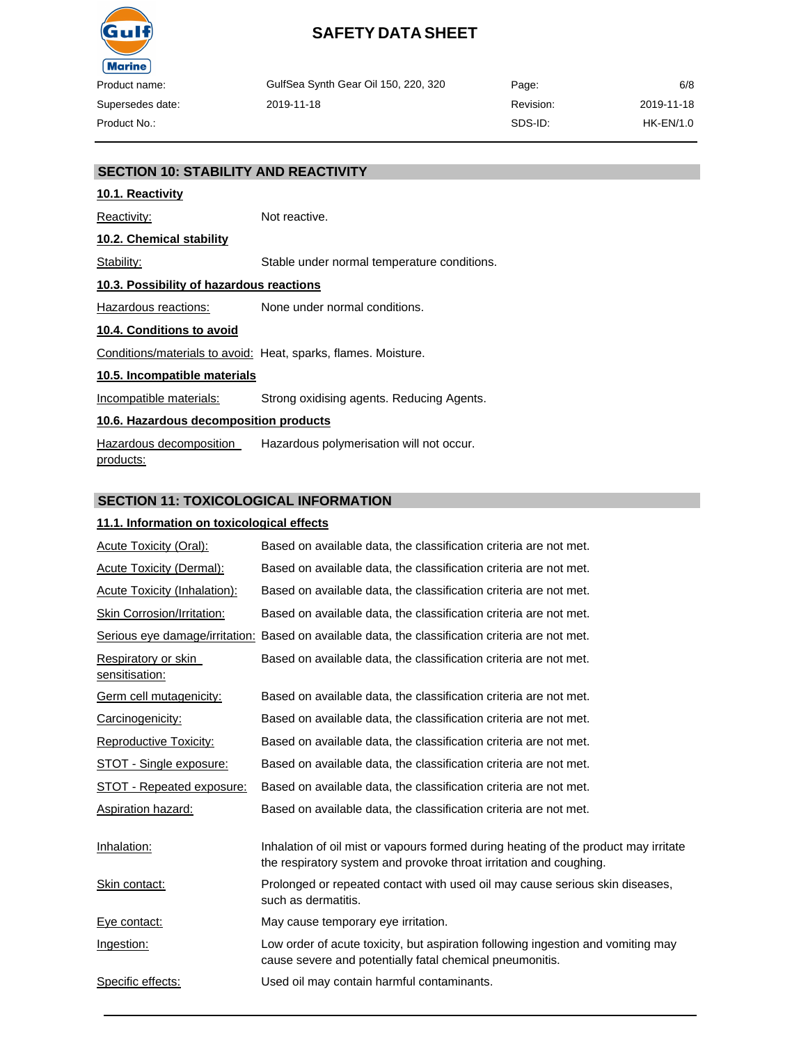## SECTION 10: STABILITY AND REACTIVITY

### 10.1. Reactivity

Reactivity: Not reactive.

### 10.2. Chemical stability

Stability: Stable under normal temperature conditions.

### 10.3. Possibility of hazardous reactions

Hazardous reactions: None under normal conditions.

### 10.4. Conditions to avoid

Conditions/materials to avoid: Heat, sparks, flames. Moisture.

### 10.5. Incompatible materials

Incompatible materials: Strong oxidising agents. Reducing Agents.

### 10.6. Hazardous decomposition products

Hazardous decomposition products: Hazardous polymerisation will not occur.

## SECTION 11: TOXICOLOGICAL INFORMATION

### 11.1. Information on toxicological effects

Acute Toxicity (Oral): Based on available data, the classification criteria are not met.

Acute Toxicity (Dermal): Based on available data, the classification criteria are not met.

Acute Toxicity (Inhalation): Based on available data, the classification criteria are not met.

Skin Corrosion/Irritation: Based on available data, the classification criteria are not met.

Serious eye damage/irritation: Based on available data, the classification criteria are not met.

Respiratory or skin sensitisation: Based on available data, the classification criteria are not met.

Germ cell mutagenicity: Based on available data, the classification criteria are not met.

Carcinogenicity: Based on available data, the classification criteria are not met.

Reproductive Toxicity: Based on available data, the classification criteria are not met.

STOT - Single exposure: Based on available data, the classification criteria are not met.

STOT - Repeated exposure: Based on available data, the classification criteria are not met.

Aspiration hazard: Based on available data, the classification criteria are not met.

Inhalation: Inhalation of oil mist or vapours formed during heating of the product may irritate the respiratory system and provoke throat irritation and coughing.

Skin contact: Prolonged or repeated contact with used oil may cause serious skin diseases, such as dermatitis.

Eye contact: May cause temporary eye irritation.

Ingestion: Low order of acute toxicity, but aspiration following ingestion and vomiting may cause severe and potentially fatal chemical pneumonitis.

Specific effects: Used oil may contain harmful contaminants.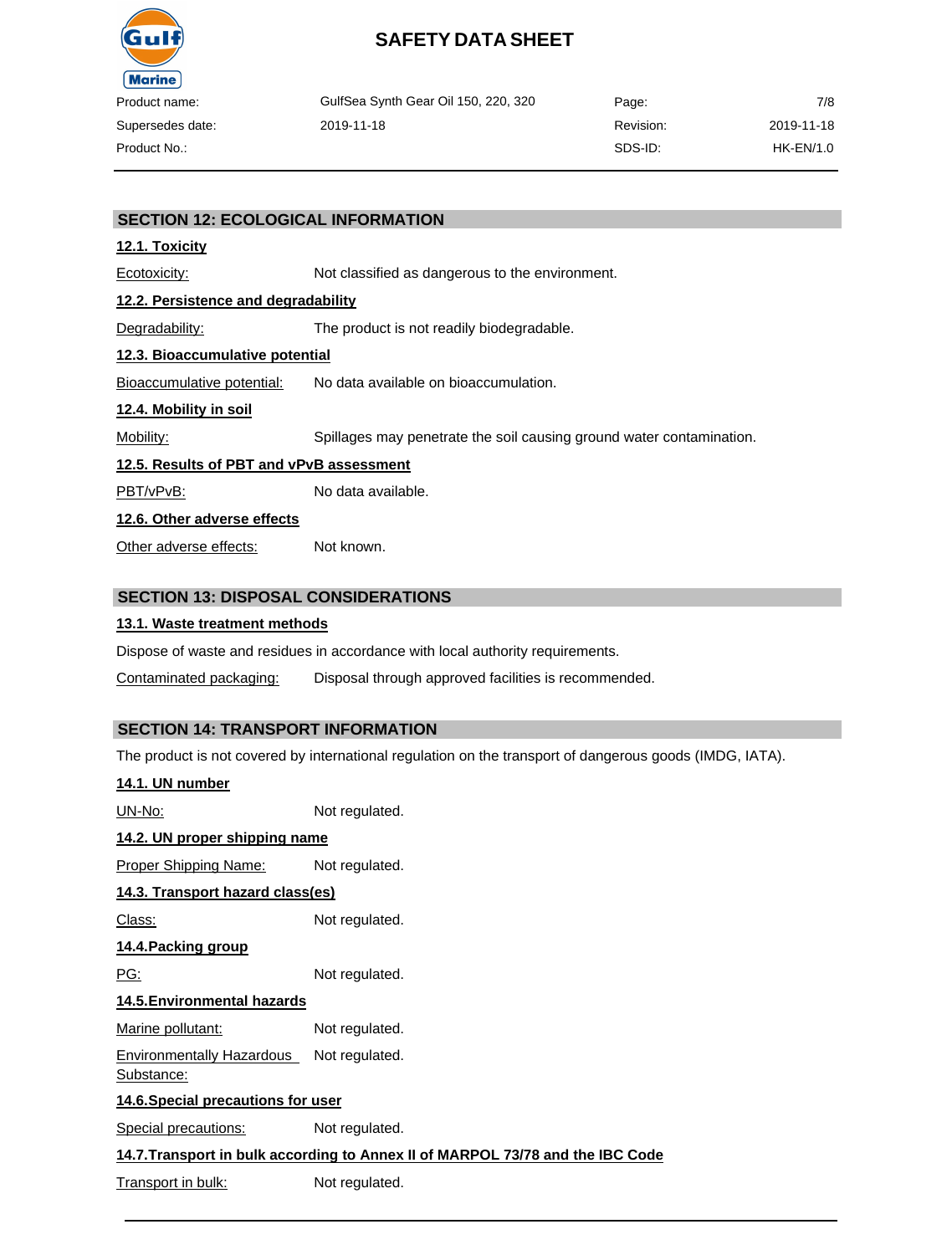## SECTION 12: ECOLOGICAL INFORMATION

### 12.1. Toxicity

Ecotoxicity: Not classified as dangerous to the environment.

### 12.2. Persistence and degradability

Degradability: The product is not readily biodegradable.

### 12.3. Bioaccumulative potential

Bioaccumulative potential: No data available on bioaccumulation.

### 12.4. Mobility in soil

Mobility: Spillages may penetrate the soil causing ground water contamination.

### 12.5. Results of PBT and vPvB assessment

PBT/vPvB: No data available.

### 12.6. Other adverse effects

Other adverse effects: Not known.

## SECTION 13: DISPOSAL CONSIDERATIONS

### 13.1. Waste treatment methods

Dispose of waste and residues in accordance with local authority requirements.

Contaminated packaging: Disposal through approved facilities is recommended.

## SECTION 14: TRANSPORT INFORMATION

The product is not covered by international regulation on the transport of dangerous goods (IMDG, IATA).

### 14.1. UN number

UN-No: Not regulated.

### 14.2. UN proper shipping name

Proper Shipping Name: Not regulated.

### 14.3. Transport hazard class(es)

Class: Not regulated.

### 14.4.Packing group

PG: Not regulated.

### 14.5.Environmental hazards

Marine pollutant: Not regulated.

Environmentally Hazardous Substance: Not regulated.

### 14.6.Special precautions for user

Special precautions: Not regulated.

### 14.7.Transport in bulk according to Annex II of MARPOL 73/78 and the IBC Code

Transport in bulk: Not regulated.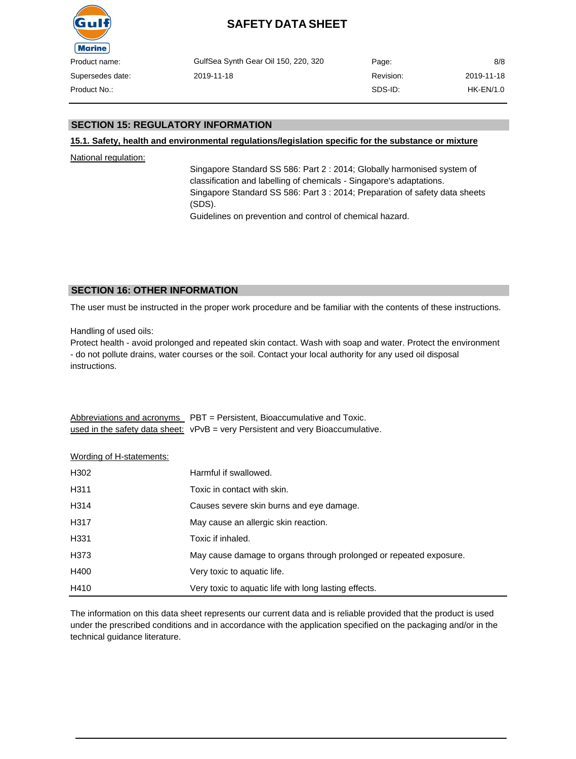## SECTION 15: REGULATORY INFORMATION

### 15.1. Safety, health and environmental regulations/legislation specific for the substance or mixture

National regulation:

Singapore Standard SS 586: Part 2 : 2014; Globally harmonised system of classification and labelling of chemicals - Singapore's adaptations.
Singapore Standard SS 586: Part 3 : 2014; Preparation of safety data sheets (SDS).
Guidelines on prevention and control of chemical hazard.

## SECTION 16: OTHER INFORMATION

The user must be instructed in the proper work procedure and be familiar with the contents of these instructions.

Handling of used oils:
Protect health - avoid prolonged and repeated skin contact. Wash with soap and water. Protect the environment - do not pollute drains, water courses or the soil. Contact your local authority for any used oil disposal instructions.

Abbreviations and acronyms used in the safety data sheet:
PBT = Persistent, Bioaccumulative and Toxic.
vPvB = very Persistent and very Bioaccumulative.

Wording of H-statements:

| | |
|---|---|
| H302 | Harmful if swallowed. |
| H311 | Toxic in contact with skin. |
| H314 | Causes severe skin burns and eye damage. |
| H317 | May cause an allergic skin reaction. |
| H331 | Toxic if inhaled. |
| H373 | May cause damage to organs through prolonged or repeated exposure. |
| H400 | Very toxic to aquatic life. |
| H410 | Very toxic to aquatic life with long lasting effects. |

The information on this data sheet represents our current data and is reliable provided that the product is used under the prescribed conditions and in accordance with the application specified on the packaging and/or in the technical guidance literature.